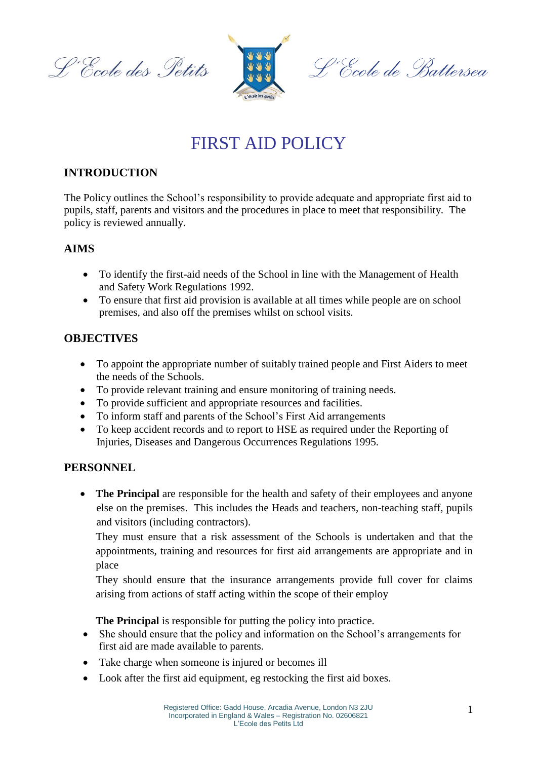L'Ecole des Petits L'Ecole de Battersea

# FIRST AID POLICY

## INTRODUCTION

The Policy outlines the School's responsibility to provide adequate and appropriate first aid to pupils, staff, parents and visitors and the procedures in place to meet that responsibility. The policy is reviewed annually.

## AIMS

- To identify the first-aid needs of the School in line with the Management of Health and Safety Work Regulations 1992.
- To ensure that first aid provision is available at all times while people are on school premises, and also off the premises whilst on school visits.

## OBJECTIVES

- To appoint the appropriate number of suitably trained people and First Aiders to meet the needs of the Schools.
- To provide relevant training and ensure monitoring of training needs.
- To provide sufficient and appropriate resources and facilities.
- To inform staff and parents of the School's First Aid arrangements
- To keep accident records and to report to HSE as required under the Reporting of Injuries, Diseases and Dangerous Occurrences Regulations 1995.

## PERSONNEL

- **The Principal** are responsible for the health and safety of their employees and anyone else on the premises. This includes the Heads and teachers, non-teaching staff, pupils and visitors (including contractors).

  They must ensure that a risk assessment of the Schools is undertaken and that the appointments, training and resources for first aid arrangements are appropriate and in place

  They should ensure that the insurance arrangements provide full cover for claims arising from actions of staff acting within the scope of their employ

  **The Principal** is responsible for putting the policy into practice.

- She should ensure that the policy and information on the School's arrangements for first aid are made available to parents.
- Take charge when someone is injured or becomes ill
- Look after the first aid equipment, eg restocking the first aid boxes.

Registered Office: Gadd House, Arcadia Avenue, London N3 2JU
Incorporated in England & Wales – Registration No. 02606821
L'Ecole des Petits Ltd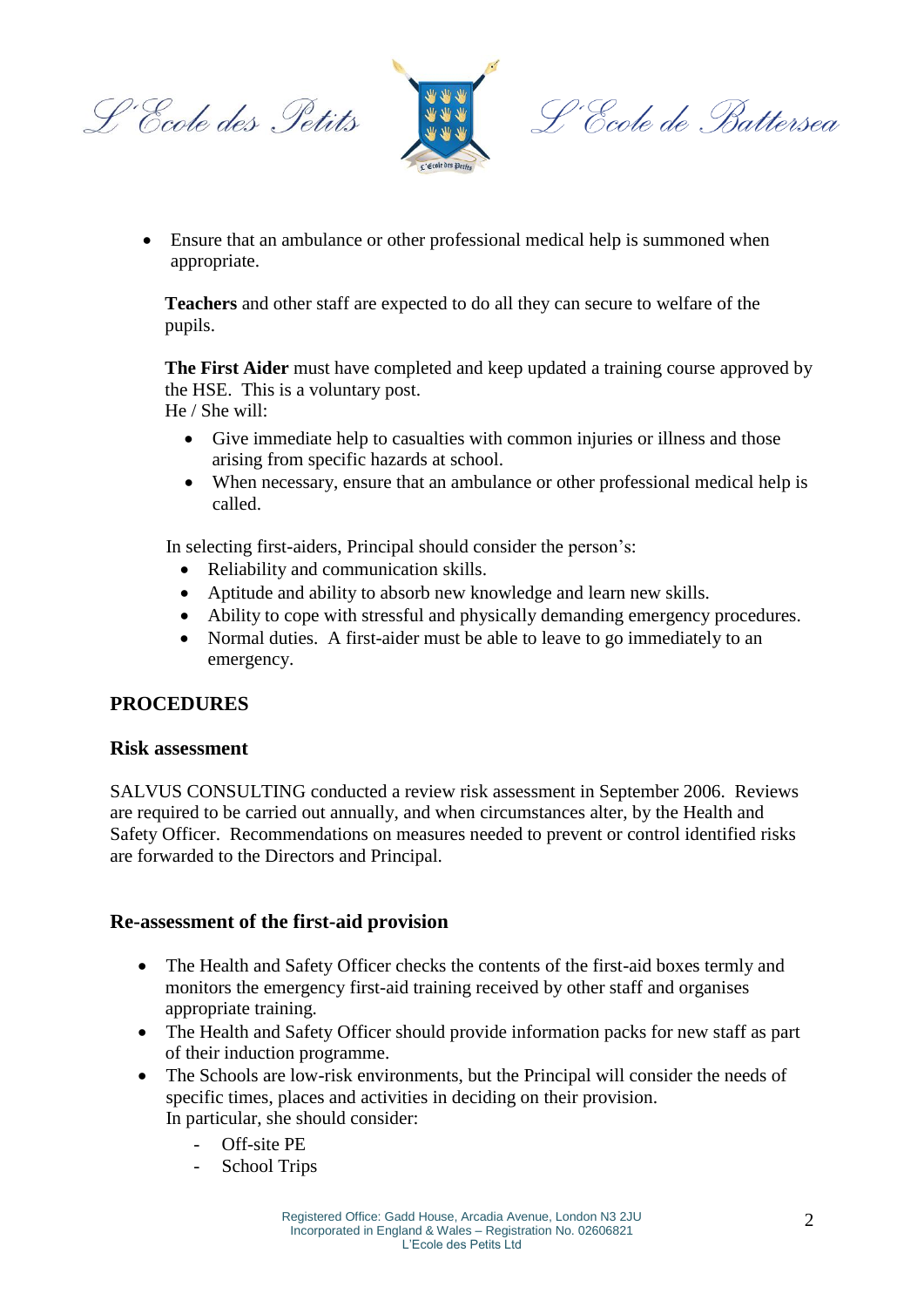- Ensure that an ambulance or other professional medical help is summoned when appropriate.

**Teachers** and other staff are expected to do all they can secure to welfare of the pupils.

**The First Aider** must have completed and keep updated a training course approved by the HSE. This is a voluntary post.
He / She will:

- Give immediate help to casualties with common injuries or illness and those arising from specific hazards at school.
- When necessary, ensure that an ambulance or other professional medical help is called.

In selecting first-aiders, Principal should consider the person's:

- Reliability and communication skills.
- Aptitude and ability to absorb new knowledge and learn new skills.
- Ability to cope with stressful and physically demanding emergency procedures.
- Normal duties. A first-aider must be able to leave to go immediately to an emergency.

## PROCEDURES

### Risk assessment

SALVUS CONSULTING conducted a review risk assessment in September 2006. Reviews are required to be carried out annually, and when circumstances alter, by the Health and Safety Officer. Recommendations on measures needed to prevent or control identified risks are forwarded to the Directors and Principal.

### Re-assessment of the first-aid provision

- The Health and Safety Officer checks the contents of the first-aid boxes termly and monitors the emergency first-aid training received by other staff and organises appropriate training.
- The Health and Safety Officer should provide information packs for new staff as part of their induction programme.
- The Schools are low-risk environments, but the Principal will consider the needs of specific times, places and activities in deciding on their provision.
  In particular, she should consider:
  - Off-site PE
  - School Trips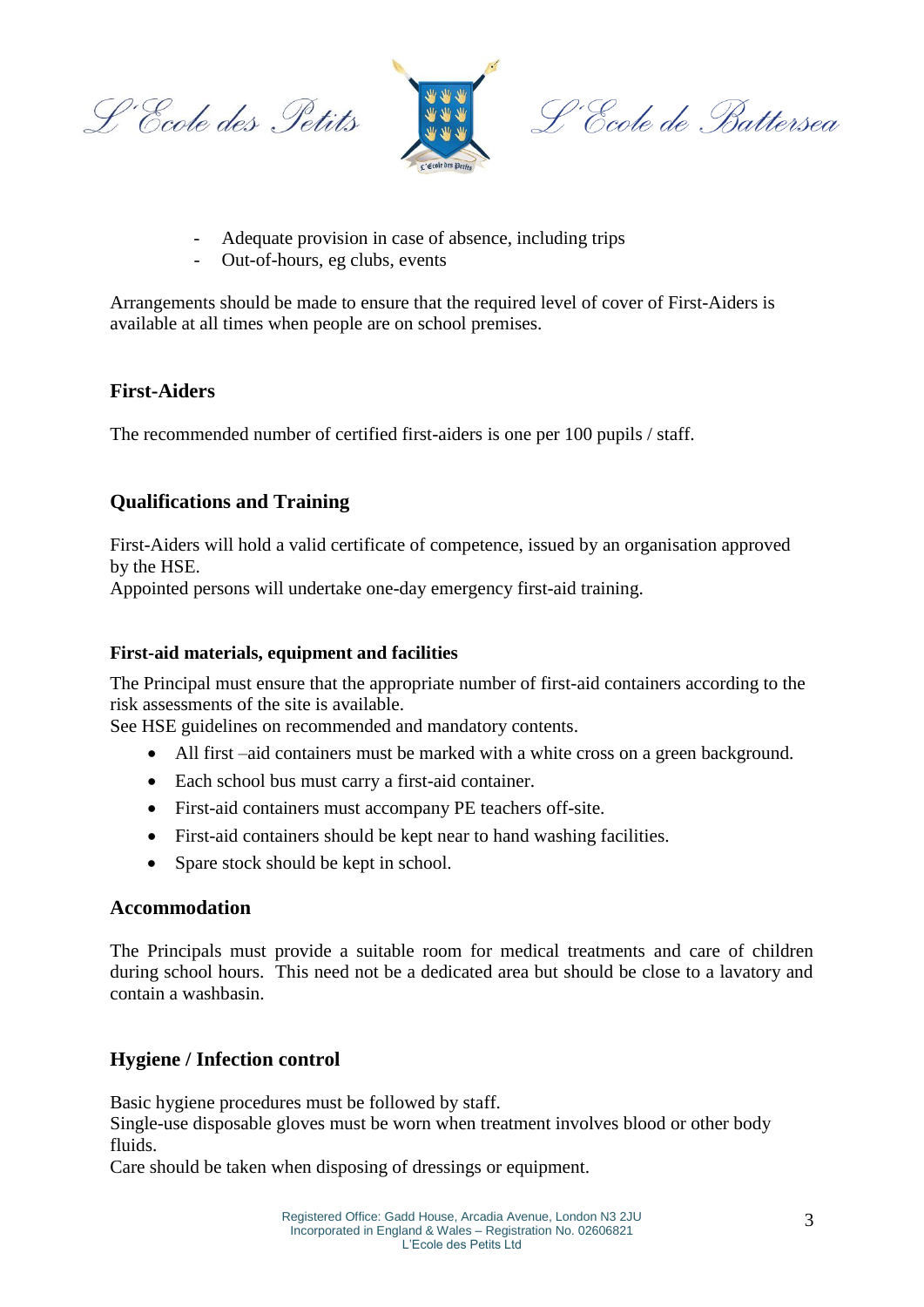- Adequate provision in case of absence, including trips
- Out-of-hours, eg clubs, events

Arrangements should be made to ensure that the required level of cover of First-Aiders is available at all times when people are on school premises.

## First-Aiders

The recommended number of certified first-aiders is one per 100 pupils / staff.

## Qualifications and Training

First-Aiders will hold a valid certificate of competence, issued by an organisation approved by the HSE.
Appointed persons will undertake one-day emergency first-aid training.

### First-aid materials, equipment and facilities

The Principal must ensure that the appropriate number of first-aid containers according to the risk assessments of the site is available.
See HSE guidelines on recommended and mandatory contents.

- All first –aid containers must be marked with a white cross on a green background.
- Each school bus must carry a first-aid container.
- First-aid containers must accompany PE teachers off-site.
- First-aid containers should be kept near to hand washing facilities.
- Spare stock should be kept in school.

## Accommodation

The Principals must provide a suitable room for medical treatments and care of children during school hours. This need not be a dedicated area but should be close to a lavatory and contain a washbasin.

## Hygiene / Infection control

Basic hygiene procedures must be followed by staff.
Single-use disposable gloves must be worn when treatment involves blood or other body fluids.
Care should be taken when disposing of dressings or equipment.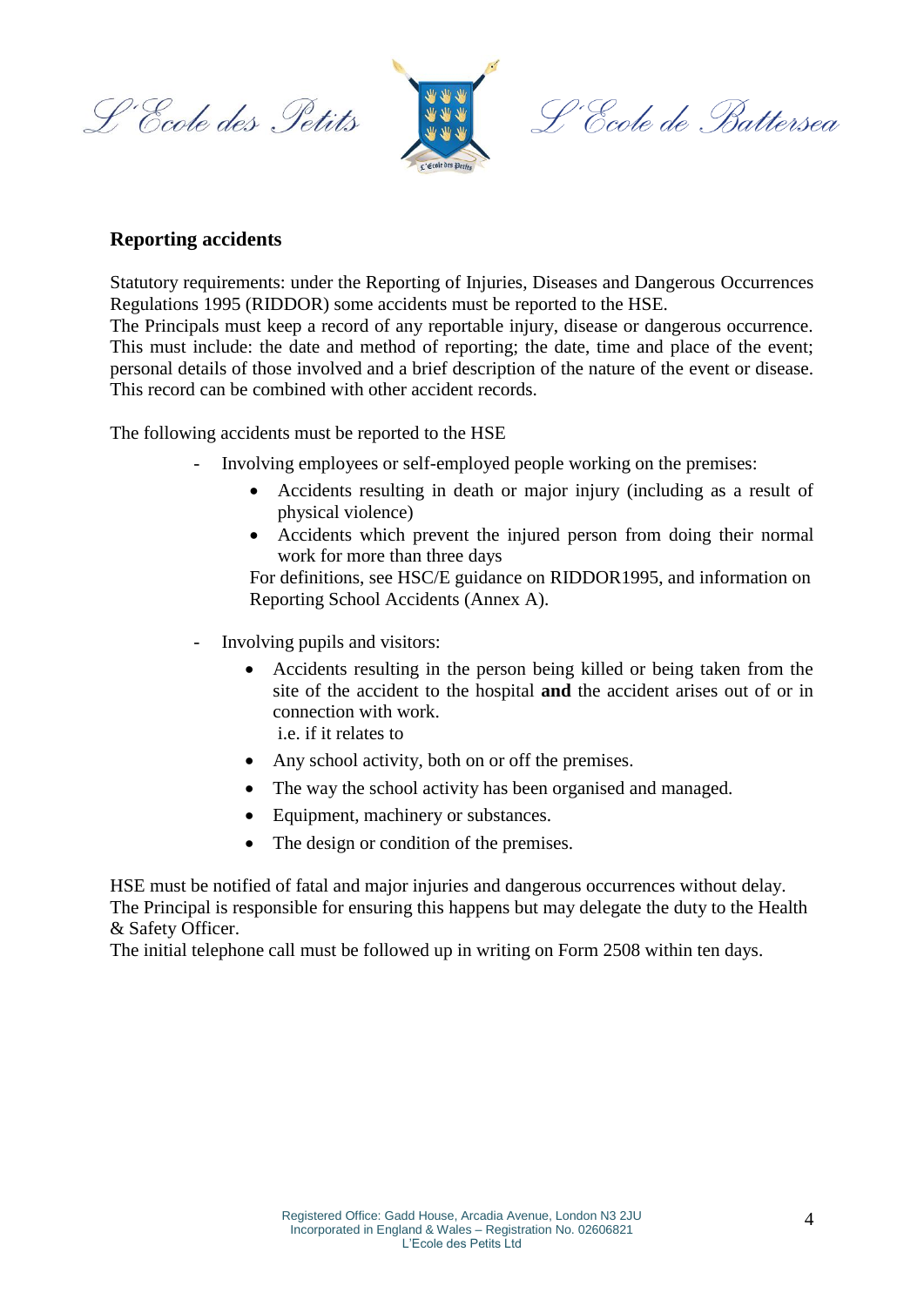## Reporting accidents

Statutory requirements: under the Reporting of Injuries, Diseases and Dangerous Occurrences Regulations 1995 (RIDDOR) some accidents must be reported to the HSE.
The Principals must keep a record of any reportable injury, disease or dangerous occurrence. This must include: the date and method of reporting; the date, time and place of the event; personal details of those involved and a brief description of the nature of the event or disease. This record can be combined with other accident records.

The following accidents must be reported to the HSE

- Involving employees or self-employed people working on the premises:
  - Accidents resulting in death or major injury (including as a result of physical violence)
  - Accidents which prevent the injured person from doing their normal work for more than three days

  For definitions, see HSC/E guidance on RIDDOR1995, and information on Reporting School Accidents (Annex A).

- Involving pupils and visitors:
  - Accidents resulting in the person being killed or being taken from the site of the accident to the hospital **and** the accident arises out of or in connection with work.
    i.e. if it relates to
  - Any school activity, both on or off the premises.
  - The way the school activity has been organised and managed.
  - Equipment, machinery or substances.
  - The design or condition of the premises.

HSE must be notified of fatal and major injuries and dangerous occurrences without delay.
The Principal is responsible for ensuring this happens but may delegate the duty to the Health & Safety Officer.
The initial telephone call must be followed up in writing on Form 2508 within ten days.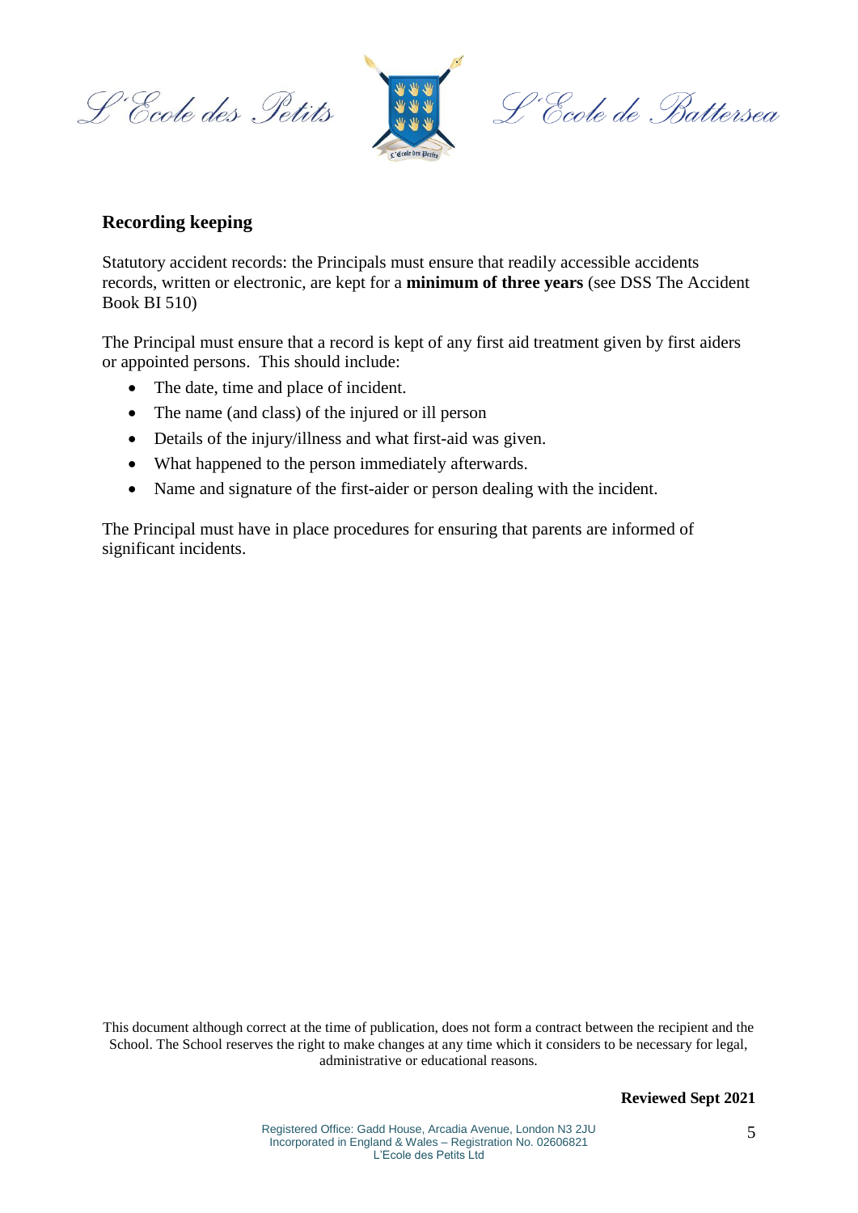## Recording keeping

Statutory accident records: the Principals must ensure that readily accessible accidents records, written or electronic, are kept for a **minimum of three years** (see DSS The Accident Book BI 510)

The Principal must ensure that a record is kept of any first aid treatment given by first aiders or appointed persons. This should include:

- The date, time and place of incident.
- The name (and class) of the injured or ill person
- Details of the injury/illness and what first-aid was given.
- What happened to the person immediately afterwards.
- Name and signature of the first-aider or person dealing with the incident.

The Principal must have in place procedures for ensuring that parents are informed of significant incidents.

This document although correct at the time of publication, does not form a contract between the recipient and the School. The School reserves the right to make changes at any time which it considers to be necessary for legal, administrative or educational reasons.

**Reviewed Sept 2021**